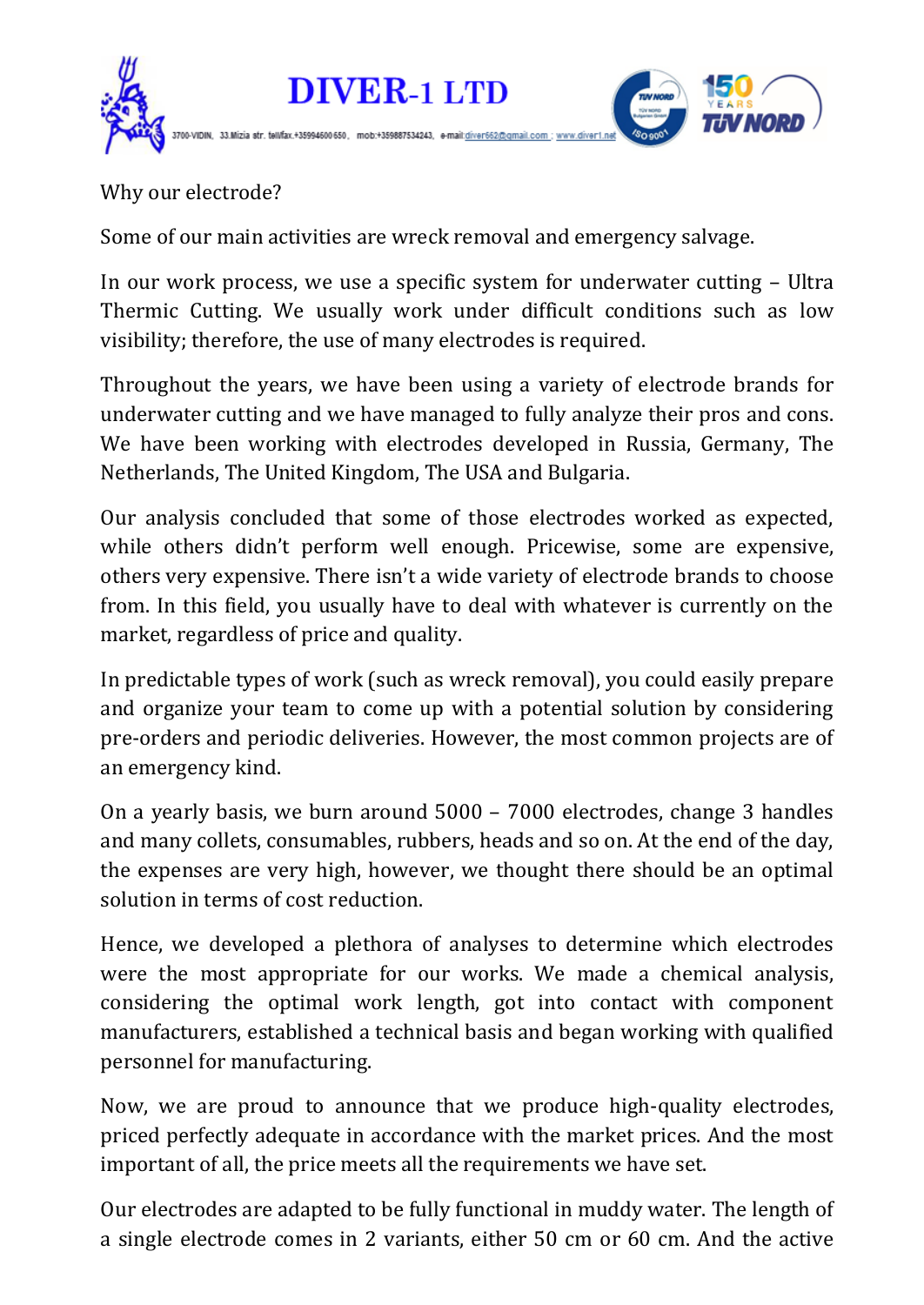# DIVER-1 LTD

3700-VIDIN, 33.Mizia str. tel/fax:+35994600650, mob:+359887534243, e-mail:diver662@gmail.com ; www.diver1.net

Why our electrode?

Some of our main activities are wreck removal and emergency salvage.

In our work process, we use a specific system for underwater cutting – Ultra Thermic Cutting. We usually work under difficult conditions such as low visibility; therefore, the use of many electrodes is required.

Throughout the years, we have been using a variety of electrode brands for underwater cutting and we have managed to fully analyze their pros and cons. We have been working with electrodes developed in Russia, Germany, The Netherlands, The United Kingdom, The USA and Bulgaria.

Our analysis concluded that some of those electrodes worked as expected, while others didn't perform well enough. Pricewise, some are expensive, others very expensive. There isn't a wide variety of electrode brands to choose from. In this field, you usually have to deal with whatever is currently on the market, regardless of price and quality.

In predictable types of work (such as wreck removal), you could easily prepare and organize your team to come up with a potential solution by considering pre-orders and periodic deliveries. However, the most common projects are of an emergency kind.

On a yearly basis, we burn around 5000 – 7000 electrodes, change 3 handles and many collets, consumables, rubbers, heads and so on. At the end of the day, the expenses are very high, however, we thought there should be an optimal solution in terms of cost reduction.

Hence, we developed a plethora of analyses to determine which electrodes were the most appropriate for our works. We made a chemical analysis, considering the optimal work length, got into contact with component manufacturers, established a technical basis and began working with qualified personnel for manufacturing.

Now, we are proud to announce that we produce high-quality electrodes, priced perfectly adequate in accordance with the market prices. And the most important of all, the price meets all the requirements we have set.

Our electrodes are adapted to be fully functional in muddy water. The length of a single electrode comes in 2 variants, either 50 cm or 60 cm. And the active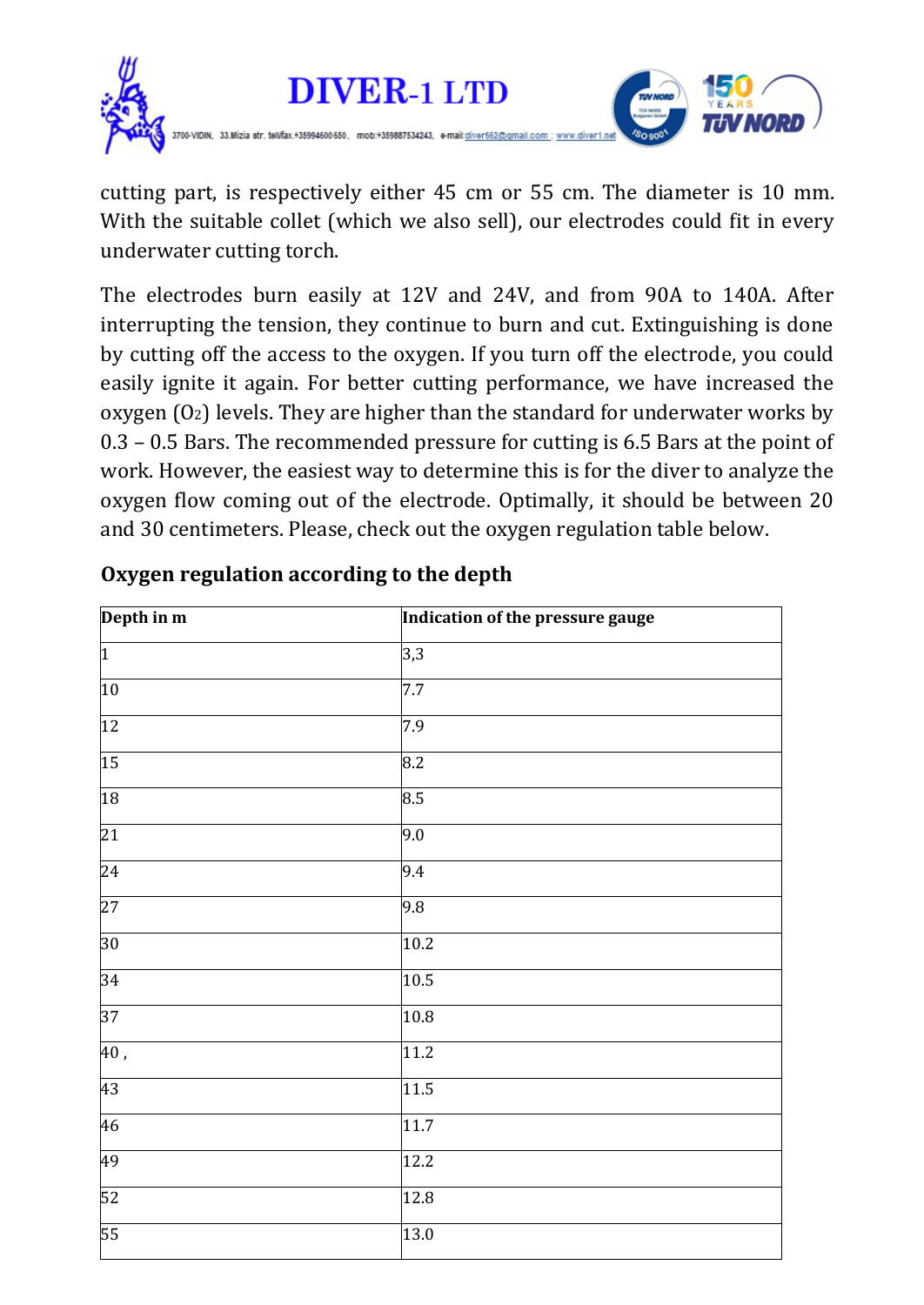cutting part, is respectively either 45 cm or 55 cm. The diameter is 10 mm. With the suitable collet (which we also sell), our electrodes could fit in every underwater cutting torch.

The electrodes burn easily at 12V and 24V, and from 90A to 140A. After interrupting the tension, they continue to burn and cut. Extinguishing is done by cutting off the access to the oxygen. If you turn off the electrode, you could easily ignite it again. For better cutting performance, we have increased the oxygen ($O_2$) levels. They are higher than the standard for underwater works by 0.3 – 0.5 Bars. The recommended pressure for cutting is 6.5 Bars at the point of work. However, the easiest way to determine this is for the diver to analyze the oxygen flow coming out of the electrode. Optimally, it should be between 20 and 30 centimeters. Please, check out the oxygen regulation table below.

## Oxygen regulation according to the depth

| Depth in m | Indication of the pressure gauge |
|---|---|
| 1 | 3,3 |
| 10 | 7.7 |
| 12 | 7.9 |
| 15 | 8.2 |
| 18 | 8.5 |
| 21 | 9.0 |
| 24 | 9.4 |
| 27 | 9.8 |
| 30 | 10.2 |
| 34 | 10.5 |
| 37 | 10.8 |
| 40 , | 11.2 |
| 43 | 11.5 |
| 46 | 11.7 |
| 49 | 12.2 |
| 52 | 12.8 |
| 55 | 13.0 |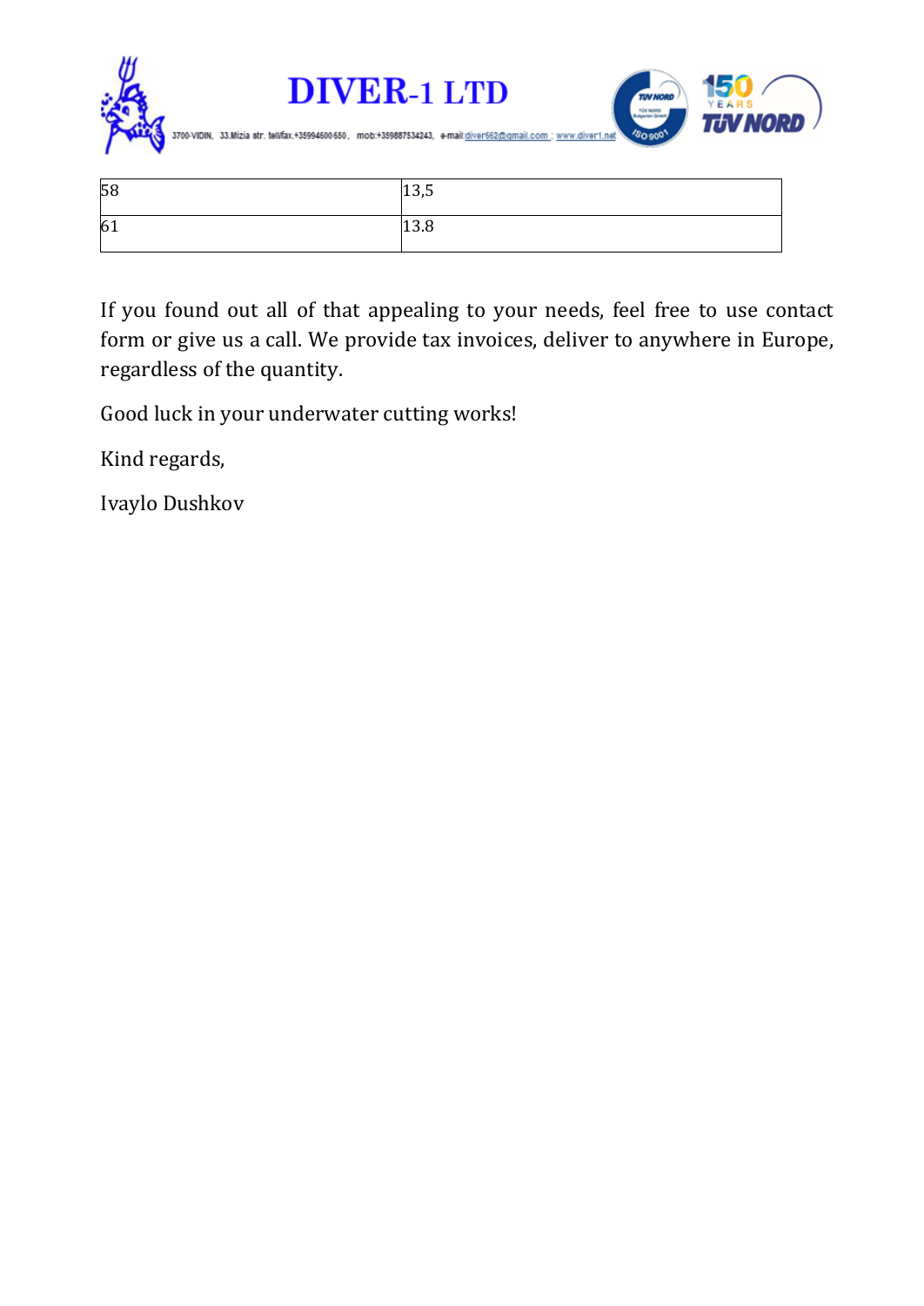| | |
|---|---|
| 58 | 13,5 |
| 61 | 13.8 |

If you found out all of that appealing to your needs, feel free to use contact form or give us a call. We provide tax invoices, deliver to anywhere in Europe, regardless of the quantity.

Good luck in your underwater cutting works!

Kind regards,

Ivaylo Dushkov